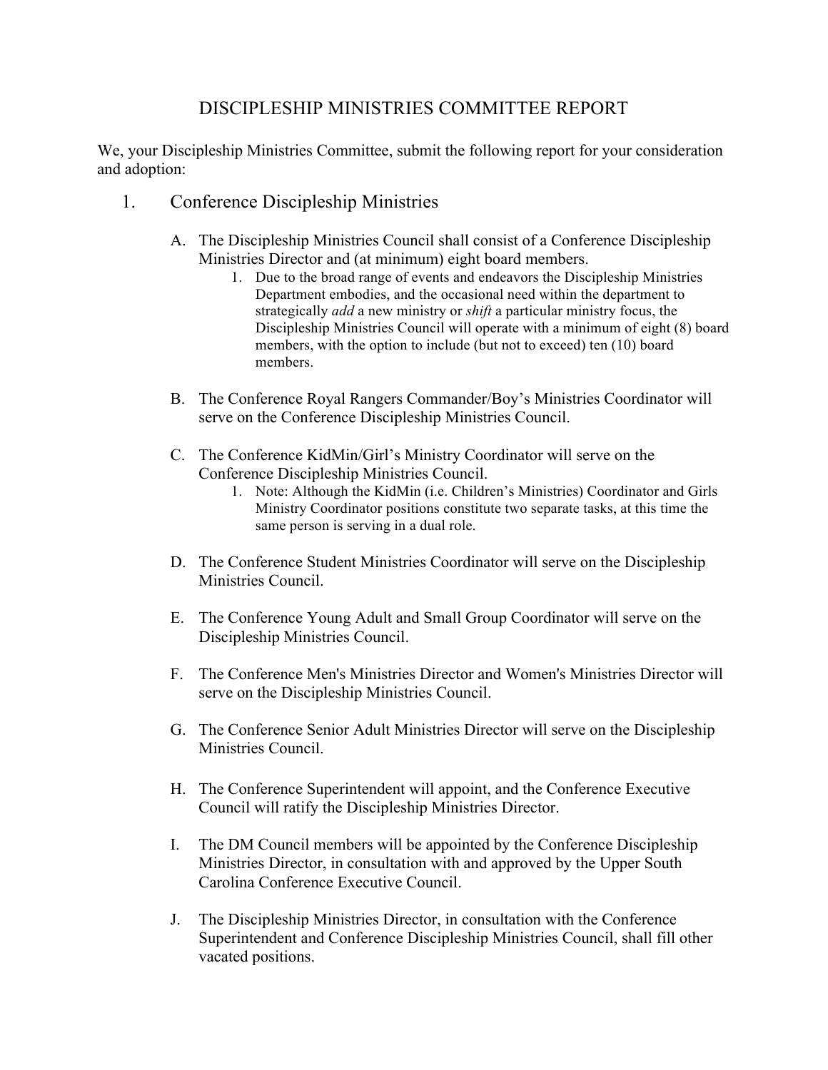# DISCIPLESHIP MINISTRIES COMMITTEE REPORT

We, your Discipleship Ministries Committee, submit the following report for your consideration and adoption:

1. Conference Discipleship Ministries

   A. The Discipleship Ministries Council shall consist of a Conference Discipleship Ministries Director and (at minimum) eight board members.
      1. Due to the broad range of events and endeavors the Discipleship Ministries Department embodies, and the occasional need within the department to strategically *add* a new ministry or *shift* a particular ministry focus, the Discipleship Ministries Council will operate with a minimum of eight (8) board members, with the option to include (but not to exceed) ten (10) board members.

   B. The Conference Royal Rangers Commander/Boy's Ministries Coordinator will serve on the Conference Discipleship Ministries Council.

   C. The Conference KidMin/Girl's Ministry Coordinator will serve on the Conference Discipleship Ministries Council.
      1. Note: Although the KidMin (i.e. Children's Ministries) Coordinator and Girls Ministry Coordinator positions constitute two separate tasks, at this time the same person is serving in a dual role.

   D. The Conference Student Ministries Coordinator will serve on the Discipleship Ministries Council.

   E. The Conference Young Adult and Small Group Coordinator will serve on the Discipleship Ministries Council.

   F. The Conference Men's Ministries Director and Women's Ministries Director will serve on the Discipleship Ministries Council.

   G. The Conference Senior Adult Ministries Director will serve on the Discipleship Ministries Council.

   H. The Conference Superintendent will appoint, and the Conference Executive Council will ratify the Discipleship Ministries Director.

   I. The DM Council members will be appointed by the Conference Discipleship Ministries Director, in consultation with and approved by the Upper South Carolina Conference Executive Council.

   J. The Discipleship Ministries Director, in consultation with the Conference Superintendent and Conference Discipleship Ministries Council, shall fill other vacated positions.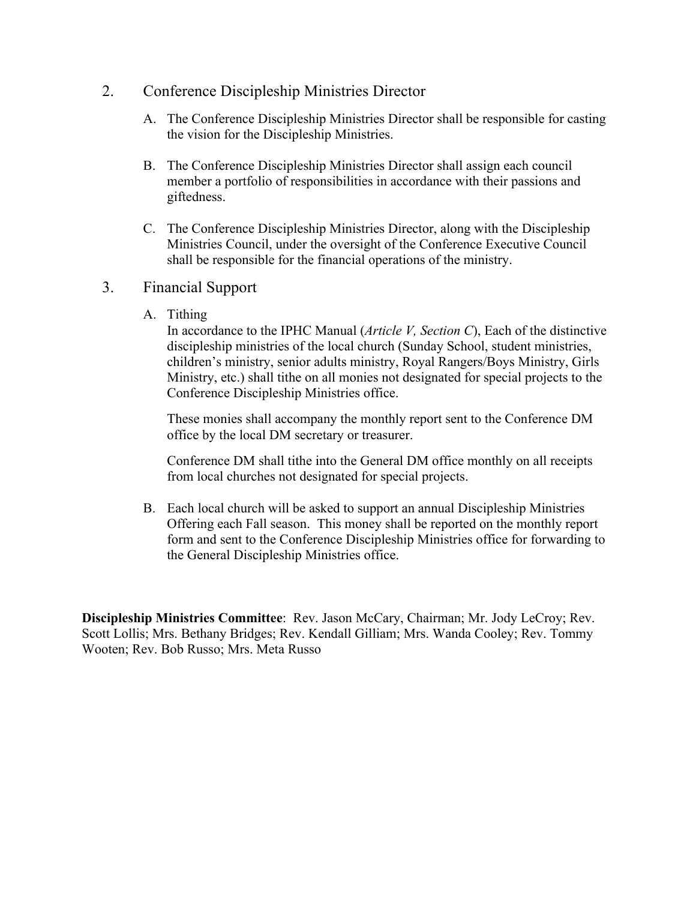2. Conference Discipleship Ministries Director

   A. The Conference Discipleship Ministries Director shall be responsible for casting the vision for the Discipleship Ministries.

   B. The Conference Discipleship Ministries Director shall assign each council member a portfolio of responsibilities in accordance with their passions and giftedness.

   C. The Conference Discipleship Ministries Director, along with the Discipleship Ministries Council, under the oversight of the Conference Executive Council shall be responsible for the financial operations of the ministry.

3. Financial Support

   A. Tithing
   
      In accordance to the IPHC Manual (*Article V, Section C*), Each of the distinctive discipleship ministries of the local church (Sunday School, student ministries, children's ministry, senior adults ministry, Royal Rangers/Boys Ministry, Girls Ministry, etc.) shall tithe on all monies not designated for special projects to the Conference Discipleship Ministries office.

      These monies shall accompany the monthly report sent to the Conference DM office by the local DM secretary or treasurer.

      Conference DM shall tithe into the General DM office monthly on all receipts from local churches not designated for special projects.

   B. Each local church will be asked to support an annual Discipleship Ministries Offering each Fall season. This money shall be reported on the monthly report form and sent to the Conference Discipleship Ministries office for forwarding to the General Discipleship Ministries office.

**Discipleship Ministries Committee**: Rev. Jason McCary, Chairman; Mr. Jody LeCroy; Rev. Scott Lollis; Mrs. Bethany Bridges; Rev. Kendall Gilliam; Mrs. Wanda Cooley; Rev. Tommy Wooten; Rev. Bob Russo; Mrs. Meta Russo